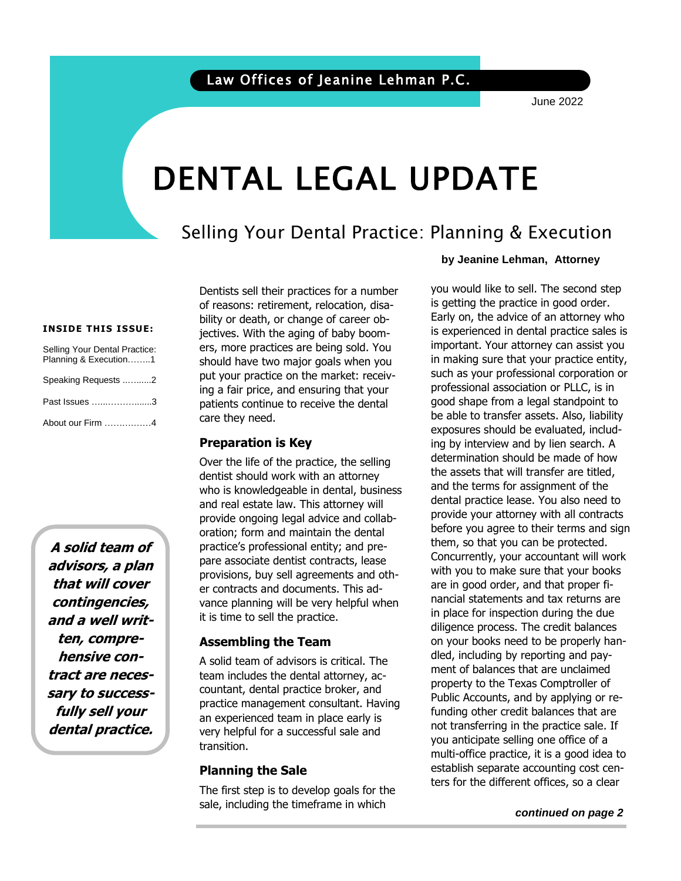Law Offices of Jeanine Lehman P.C.

June 2022

# DENTAL LEGAL UPDATE

## Selling Your Dental Practice: Planning & Execution

**by Jeanine Lehman, Attorney**

**INSIDE THIS ISSUE:**

| | |
|---|---|
| Selling Your Dental Practice: Planning & Execution | 1 |
| Speaking Requests | 2 |
| Past Issues | 3 |
| About our Firm | 4 |

***A solid team of advisors, a plan that will cover contingencies, and a well written, comprehensive contract are necessary to successfully sell your dental practice.***

Dentists sell their practices for a number of reasons: retirement, relocation, disability or death, or change of career objectives. With the aging of baby boomers, more practices are being sold. You should have two major goals when you put your practice on the market: receiving a fair price, and ensuring that your patients continue to receive the dental care they need.

### Preparation is Key

Over the life of the practice, the selling dentist should work with an attorney who is knowledgeable in dental, business and real estate law. This attorney will provide ongoing legal advice and collaboration; form and maintain the dental practice's professional entity; and prepare associate dentist contracts, lease provisions, buy sell agreements and other contracts and documents. This advance planning will be very helpful when it is time to sell the practice.

### Assembling the Team

A solid team of advisors is critical. The team includes the dental attorney, accountant, dental practice broker, and practice management consultant. Having an experienced team in place early is very helpful for a successful sale and transition.

### Planning the Sale

The first step is to develop goals for the sale, including the timeframe in which you would like to sell. The second step is getting the practice in good order. Early on, the advice of an attorney who is experienced in dental practice sales is important. Your attorney can assist you in making sure that your practice entity, such as your professional corporation or professional association or PLLC, is in good shape from a legal standpoint to be able to transfer assets. Also, liability exposures should be evaluated, including by interview and by lien search. A determination should be made of how the assets that will transfer are titled, and the terms for assignment of the dental practice lease. You also need to provide your attorney with all contracts before you agree to their terms and sign them, so that you can be protected. Concurrently, your accountant will work with you to make sure that your books are in good order, and that proper financial statements and tax returns are in place for inspection during the due diligence process. The credit balances on your books need to be properly handled, including by reporting and payment of balances that are unclaimed property to the Texas Comptroller of Public Accounts, and by applying or refunding other credit balances that are not transferring in the practice sale. If you anticipate selling one office of a multi-office practice, it is a good idea to establish separate accounting cost centers for the different offices, so a clear

***continued on page 2***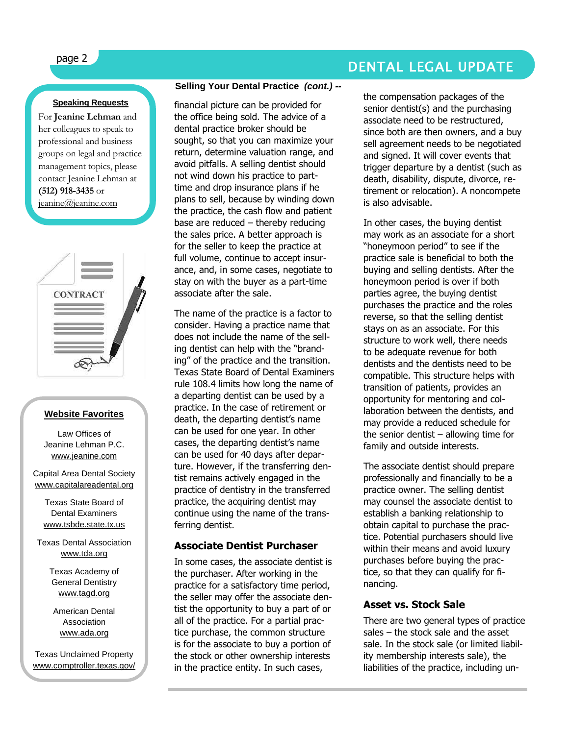## Speaking Requests

For **Jeanine Lehman** and her colleagues to speak to professional and business groups on legal and practice management topics, please contact Jeanine Lehman at **(512) 918-3435** or jeanine@jeanine.com

## Website Favorites

Law Offices of Jeanine Lehman P.C.
www.jeanine.com

Capital Area Dental Society
www.capitalareadental.org

Texas State Board of Dental Examiners
www.tsbde.state.tx.us

Texas Dental Association
www.tda.org

Texas Academy of General Dentistry
www.tagd.org

American Dental Association
www.ada.org

Texas Unclaimed Property
www.comptroller.texas.gov/

## Selling Your Dental Practice *(cont.)* --

financial picture can be provided for the office being sold. The advice of a dental practice broker should be sought, so that you can maximize your return, determine valuation range, and avoid pitfalls. A selling dentist should not wind down his practice to part-time and drop insurance plans if he plans to sell, because by winding down the practice, the cash flow and patient base are reduced – thereby reducing the sales price. A better approach is for the seller to keep the practice at full volume, continue to accept insurance, and, in some cases, negotiate to stay on with the buyer as a part-time associate after the sale.

The name of the practice is a factor to consider. Having a practice name that does not include the name of the selling dentist can help with the "branding" of the practice and the transition. Texas State Board of Dental Examiners rule 108.4 limits how long the name of a departing dentist can be used by a practice. In the case of retirement or death, the departing dentist's name can be used for one year. In other cases, the departing dentist's name can be used for 40 days after departure. However, if the transferring dentist remains actively engaged in the practice of dentistry in the transferred practice, the acquiring dentist may continue using the name of the transferring dentist.

### Associate Dentist Purchaser

In some cases, the associate dentist is the purchaser. After working in the practice for a satisfactory time period, the seller may offer the associate dentist the opportunity to buy a part of or all of the practice. For a partial practice purchase, the common structure is for the associate to buy a portion of the stock or other ownership interests in the practice entity. In such cases, the compensation packages of the senior dentist(s) and the purchasing associate need to be restructured, since both are then owners, and a buy sell agreement needs to be negotiated and signed. It will cover events that trigger departure by a dentist (such as death, disability, dispute, divorce, retirement or relocation). A noncompete is also advisable.

In other cases, the buying dentist may work as an associate for a short "honeymoon period" to see if the practice sale is beneficial to both the buying and selling dentists. After the honeymoon period is over if both parties agree, the buying dentist purchases the practice and the roles reverse, so that the selling dentist stays on as an associate. For this structure to work well, there needs to be adequate revenue for both dentists and the dentists need to be compatible. This structure helps with transition of patients, provides an opportunity for mentoring and collaboration between the dentists, and may provide a reduced schedule for the senior dentist – allowing time for family and outside interests.

The associate dentist should prepare professionally and financially to be a practice owner. The selling dentist may counsel the associate dentist to establish a banking relationship to obtain capital to purchase the practice. Potential purchasers should live within their means and avoid luxury purchases before buying the practice, so that they can qualify for financing.

### Asset vs. Stock Sale

There are two general types of practice sales – the stock sale and the asset sale. In the stock sale (or limited liability membership interests sale), the liabilities of the practice, including un-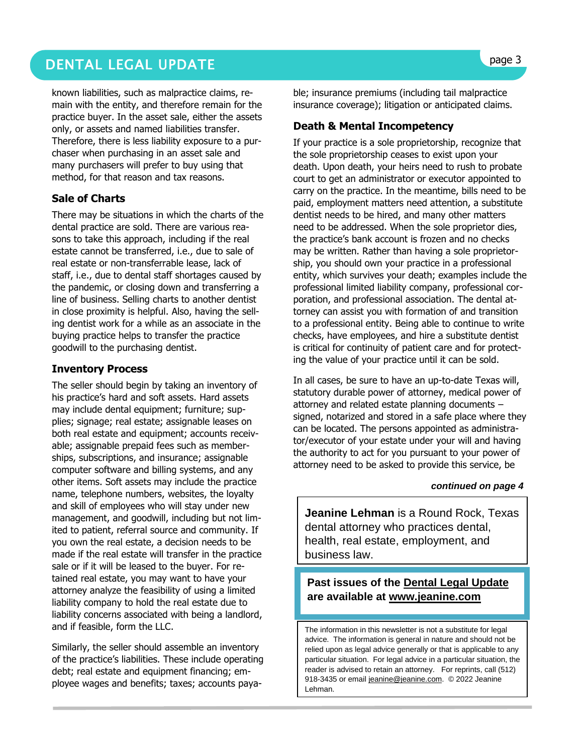known liabilities, such as malpractice claims, remain with the entity, and therefore remain for the practice buyer. In the asset sale, either the assets only, or assets and named liabilities transfer. Therefore, there is less liability exposure to a purchaser when purchasing in an asset sale and many purchasers will prefer to buy using that method, for that reason and tax reasons.

### Sale of Charts

There may be situations in which the charts of the dental practice are sold. There are various reasons to take this approach, including if the real estate cannot be transferred, i.e., due to sale of real estate or non-transferrable lease, lack of staff, i.e., due to dental staff shortages caused by the pandemic, or closing down and transferring a line of business. Selling charts to another dentist in close proximity is helpful. Also, having the selling dentist work for a while as an associate in the buying practice helps to transfer the practice goodwill to the purchasing dentist.

### Inventory Process

The seller should begin by taking an inventory of his practice's hard and soft assets. Hard assets may include dental equipment; furniture; supplies; signage; real estate; assignable leases on both real estate and equipment; accounts receivable; assignable prepaid fees such as memberships, subscriptions, and insurance; assignable computer software and billing systems, and any other items. Soft assets may include the practice name, telephone numbers, websites, the loyalty and skill of employees who will stay under new management, and goodwill, including but not limited to patient, referral source and community. If you own the real estate, a decision needs to be made if the real estate will transfer in the practice sale or if it will be leased to the buyer. For retained real estate, you may want to have your attorney analyze the feasibility of using a limited liability company to hold the real estate due to liability concerns associated with being a landlord, and if feasible, form the LLC.

Similarly, the seller should assemble an inventory of the practice's liabilities. These include operating debt; real estate and equipment financing; employee wages and benefits; taxes; accounts payable; insurance premiums (including tail malpractice insurance coverage); litigation or anticipated claims.

### Death & Mental Incompetency

If your practice is a sole proprietorship, recognize that the sole proprietorship ceases to exist upon your death. Upon death, your heirs need to rush to probate court to get an administrator or executor appointed to carry on the practice. In the meantime, bills need to be paid, employment matters need attention, a substitute dentist needs to be hired, and many other matters need to be addressed. When the sole proprietor dies, the practice's bank account is frozen and no checks may be written. Rather than having a sole proprietorship, you should own your practice in a professional entity, which survives your death; examples include the professional limited liability company, professional corporation, and professional association. The dental attorney can assist you with formation of and transition to a professional entity. Being able to continue to write checks, have employees, and hire a substitute dentist is critical for continuity of patient care and for protecting the value of your practice until it can be sold.

In all cases, be sure to have an up-to-date Texas will, statutory durable power of attorney, medical power of attorney and related estate planning documents – signed, notarized and stored in a safe place where they can be located. The persons appointed as administrator/executor of your estate under your will and having the authority to act for you pursuant to your power of attorney need to be asked to provide this service, be

***continued on page 4***

**Jeanine Lehman** is a Round Rock, Texas dental attorney who practices dental, health, real estate, employment, and business law.

**Past issues of the Dental Legal Update are available at www.jeanine.com**

The information in this newsletter is not a substitute for legal advice. The information is general in nature and should not be relied upon as legal advice generally or that is applicable to any particular situation. For legal advice in a particular situation, the reader is advised to retain an attorney. For reprints, call (512) 918-3435 or email jeanine@jeanine.com. © 2022 Jeanine Lehman.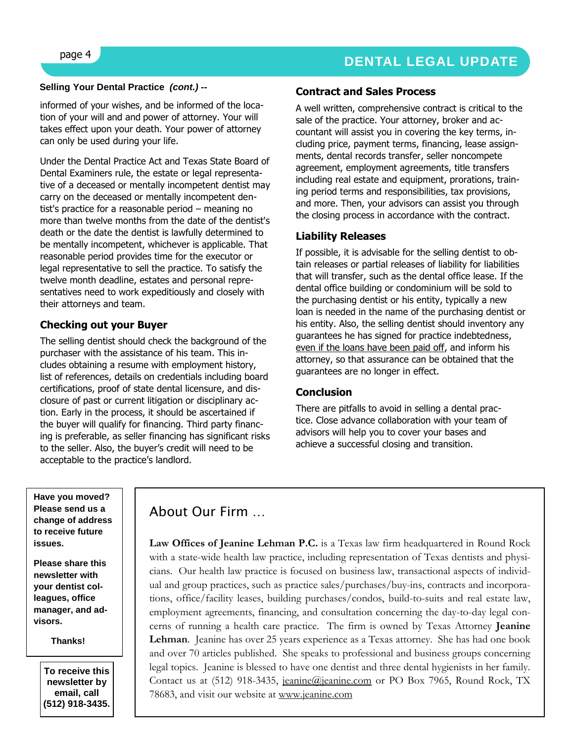**Selling Your Dental Practice** ***(cont.) --***

informed of your wishes, and be informed of the location of your will and and power of attorney. Your will takes effect upon your death. Your power of attorney can only be used during your life.

Under the Dental Practice Act and Texas State Board of Dental Examiners rule, the estate or legal representative of a deceased or mentally incompetent dentist may carry on the deceased or mentally incompetent dentist's practice for a reasonable period – meaning no more than twelve months from the date of the dentist's death or the date the dentist is lawfully determined to be mentally incompetent, whichever is applicable. That reasonable period provides time for the executor or legal representative to sell the practice. To satisfy the twelve month deadline, estates and personal representatives need to work expeditiously and closely with their attorneys and team.

### Checking out your Buyer

The selling dentist should check the background of the purchaser with the assistance of his team. This includes obtaining a resume with employment history, list of references, details on credentials including board certifications, proof of state dental licensure, and disclosure of past or current litigation or disciplinary action. Early in the process, it should be ascertained if the buyer will qualify for financing. Third party financing is preferable, as seller financing has significant risks to the seller. Also, the buyer's credit will need to be acceptable to the practice's landlord.

### Contract and Sales Process

A well written, comprehensive contract is critical to the sale of the practice. Your attorney, broker and accountant will assist you in covering the key terms, including price, payment terms, financing, lease assignments, dental records transfer, seller noncompete agreement, employment agreements, title transfers including real estate and equipment, prorations, training period terms and responsibilities, tax provisions, and more. Then, your advisors can assist you through the closing process in accordance with the contract.

### Liability Releases

If possible, it is advisable for the selling dentist to obtain releases or partial releases of liability for liabilities that will transfer, such as the dental office lease. If the dental office building or condominium will be sold to the purchasing dentist or his entity, typically a new loan is needed in the name of the purchasing dentist or his entity. Also, the selling dentist should inventory any guarantees he has signed for practice indebtedness, even if the loans have been paid off, and inform his attorney, so that assurance can be obtained that the guarantees are no longer in effect.

### Conclusion

There are pitfalls to avoid in selling a dental practice. Close advance collaboration with your team of advisors will help you to cover your bases and achieve a successful closing and transition.

## About Our Firm …

**Law Offices of Jeanine Lehman P.C.** is a Texas law firm headquartered in Round Rock with a state-wide health law practice, including representation of Texas dentists and physicians. Our health law practice is focused on business law, transactional aspects of individual and group practices, such as practice sales/purchases/buy-ins, contracts and incorporations, office/facility leases, building purchases/condos, build-to-suits and real estate law, employment agreements, financing, and consultation concerning the day-to-day legal concerns of running a health care practice. The firm is owned by Texas Attorney **Jeanine Lehman**. Jeanine has over 25 years experience as a Texas attorney. She has had one book and over 70 articles published. She speaks to professional and business groups concerning legal topics. Jeanine is blessed to have one dentist and three dental hygienists in her family. Contact us at (512) 918-3435, jeanine@jeanine.com or PO Box 7965, Round Rock, TX 78683, and visit our website at www.jeanine.com

**Have you moved? Please send us a change of address to receive future issues.**

**Please share this newsletter with your dentist colleagues, office manager, and advisors.**

**Thanks!**

**To receive this newsletter by email, call (512) 918-3435.**